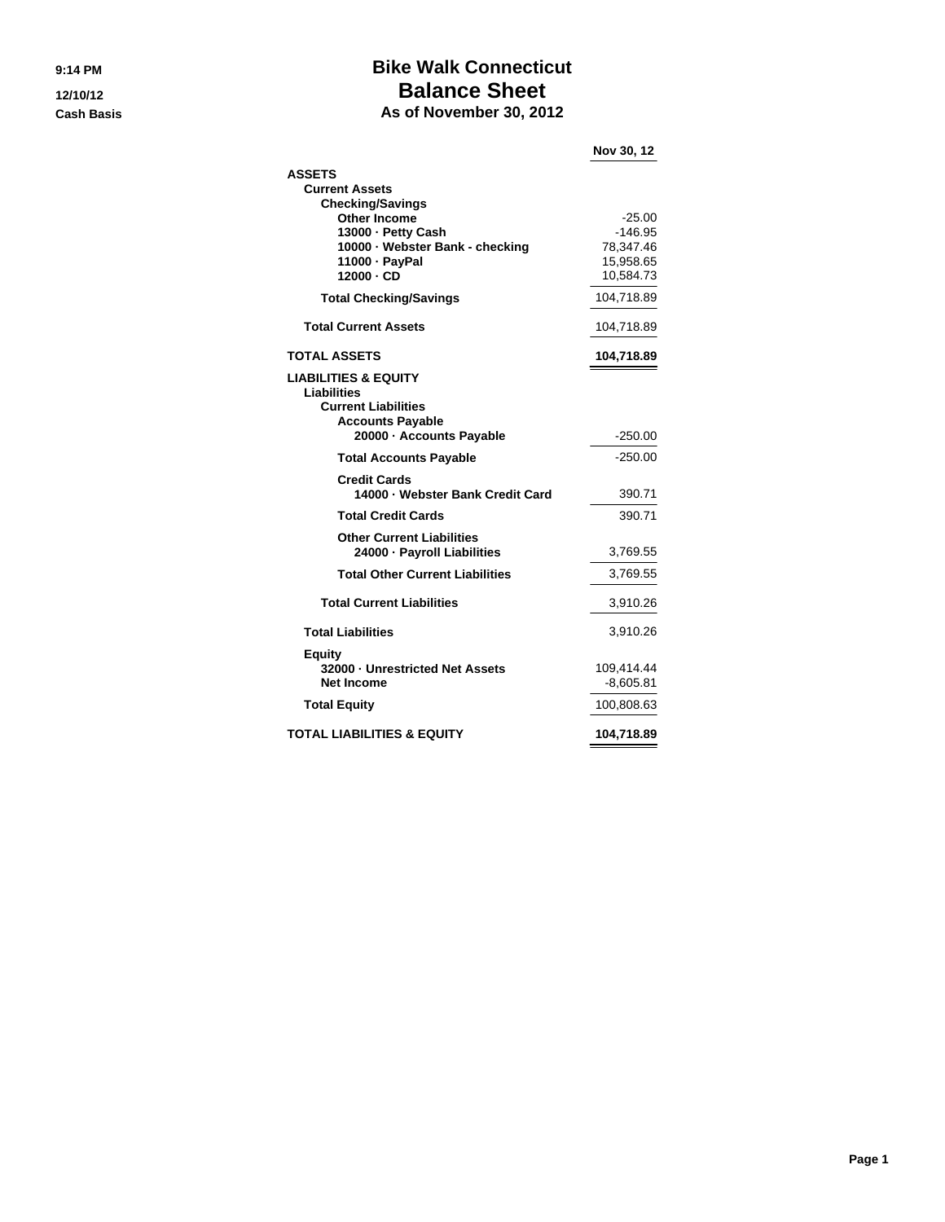9:14 PM
12/10/12
Cash Basis

# Bike Walk Connecticut
## Balance Sheet
### As of November 30, 2012

| | Nov 30, 12 |
|---|---:|
| **ASSETS** | |
| **Current Assets** | |
| **Checking/Savings** | |
| **Other Income** | -25.00 |
| **13000 · Petty Cash** | -146.95 |
| **10000 · Webster Bank - checking** | 78,347.46 |
| **11000 · PayPal** | 15,958.65 |
| **12000 · CD** | 10,584.73 |
| **Total Checking/Savings** | 104,718.89 |
| **Total Current Assets** | 104,718.89 |
| **TOTAL ASSETS** | **104,718.89** |
| **LIABILITIES & EQUITY** | |
| **Liabilities** | |
| **Current Liabilities** | |
| **Accounts Payable** | |
| **20000 · Accounts Payable** | -250.00 |
| **Total Accounts Payable** | -250.00 |
| **Credit Cards** | |
| **14000 · Webster Bank Credit Card** | 390.71 |
| **Total Credit Cards** | 390.71 |
| **Other Current Liabilities** | |
| **24000 · Payroll Liabilities** | 3,769.55 |
| **Total Other Current Liabilities** | 3,769.55 |
| **Total Current Liabilities** | 3,910.26 |
| **Total Liabilities** | 3,910.26 |
| **Equity** | |
| **32000 · Unrestricted Net Assets** | 109,414.44 |
| **Net Income** | -8,605.81 |
| **Total Equity** | 100,808.63 |
| **TOTAL LIABILITIES & EQUITY** | **104,718.89** |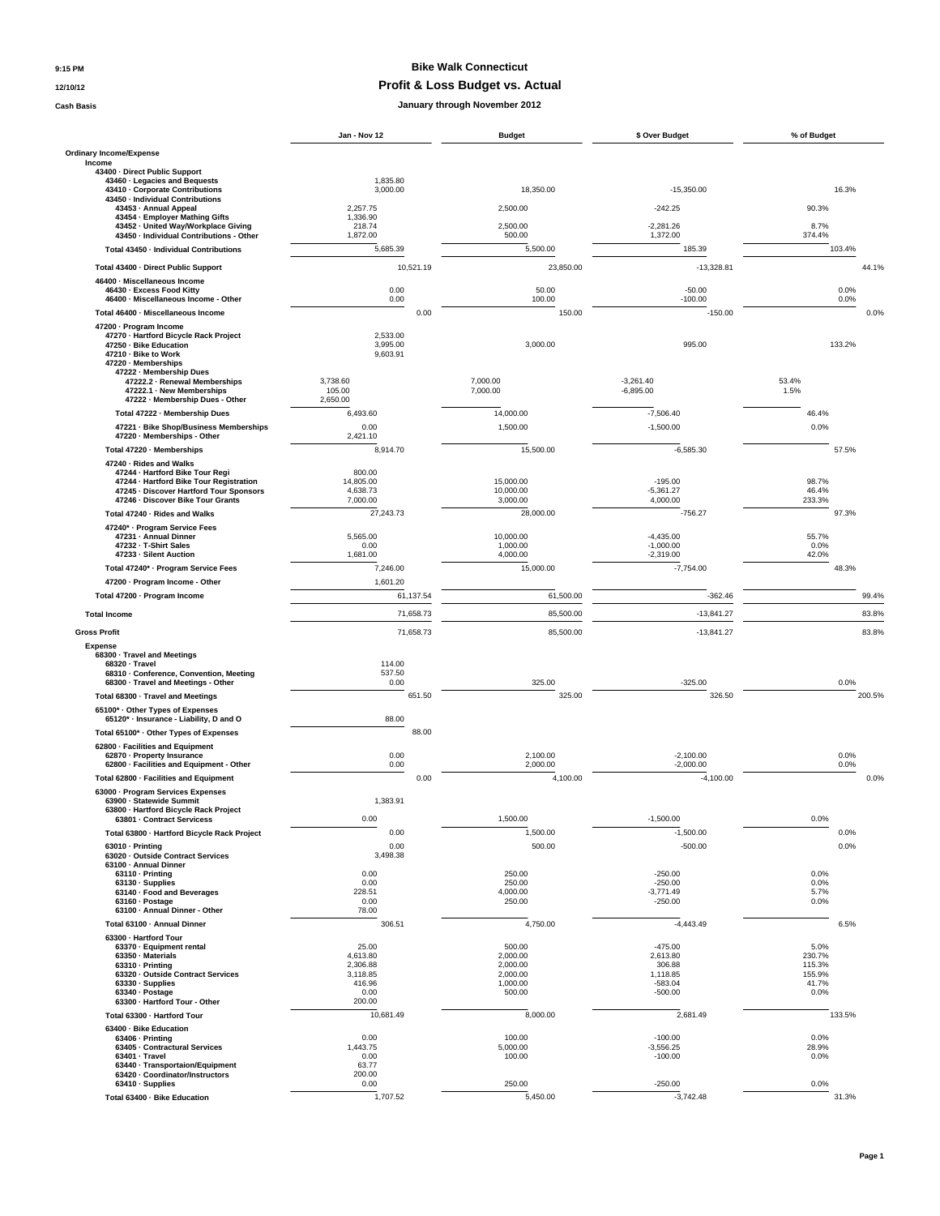**Bike Walk Connecticut**

**Profit & Loss Budget vs. Actual**

**January through November 2012**

9:15 PM
12/10/12
Cash Basis

| | Jan - Nov 12 | Budget | $ Over Budget | % of Budget |
|---|---|---|---|---|
| **Ordinary Income/Expense** | | | | |
| **Income** | | | | |
| 43400 · Direct Public Support | | | | |
| 43460 · Legacies and Bequests | 1,835.80 | | | |
| 43410 · Corporate Contributions | 3,000.00 | 18,350.00 | -15,350.00 | 16.3% |
| 43450 · Individual Contributions | | | | |
| 43453 · Annual Appeal | 2,257.75 | 2,500.00 | -242.25 | 90.3% |
| 43454 · Employer Mathing Gifts | 1,336.90 | | | |
| 43452 · United Way/Workplace Giving | 218.74 | 2,500.00 | -2,281.26 | 8.7% |
| 43450 · Individual Contributions - Other | 1,872.00 | 500.00 | 1,372.00 | 374.4% |
| Total 43450 · Individual Contributions | 5,685.39 | 5,500.00 | 185.39 | 103.4% |
| Total 43400 · Direct Public Support | 10,521.19 | 23,850.00 | -13,328.81 | 44.1% |
| 46400 · Miscellaneous Income | | | | |
| 46430 · Excess Food Kitty | 0.00 | 50.00 | -50.00 | 0.0% |
| 46400 · Miscellaneous Income - Other | 0.00 | 100.00 | -100.00 | 0.0% |
| Total 46400 · Miscellaneous Income | 0.00 | 150.00 | -150.00 | 0.0% |
| 47200 · Program Income | | | | |
| 47270 · Hartford Bicycle Rack Project | 2,533.00 | | | |
| 47250 · Bike Education | 3,995.00 | 3,000.00 | 995.00 | 133.2% |
| 47210 · Bike to Work | 9,603.91 | | | |
| 47220 · Memberships | | | | |
| 47222 · Membership Dues | | | | |
| 47222.2 · Renewal Memberships | 3,738.60 | 7,000.00 | -3,261.40 | 53.4% |
| 47222.1 · New Memberships | 105.00 | 7,000.00 | -6,895.00 | 1.5% |
| 47222 · Membership Dues - Other | 2,650.00 | | | |
| Total 47222 · Membership Dues | 6,493.60 | 14,000.00 | -7,506.40 | 46.4% |
| 47221 · Bike Shop/Business Memberships | 0.00 | 1,500.00 | -1,500.00 | 0.0% |
| 47220 · Memberships - Other | 2,421.10 | | | |
| Total 47220 · Memberships | 8,914.70 | 15,500.00 | -6,585.30 | 57.5% |
| 47240 · Rides and Walks | | | | |
| 47244 · Hartford Bike Tour Regi | 800.00 | | | |
| 47244 · Hartford Bike Tour Registration | 14,805.00 | 15,000.00 | -195.00 | 98.7% |
| 47245 · Discover Hartford Tour Sponsors | 4,638.73 | 10,000.00 | -5,361.27 | 46.4% |
| 47246 · Discover Bike Tour Grants | 7,000.00 | 3,000.00 | 4,000.00 | 233.3% |
| Total 47240 · Rides and Walks | 27,243.73 | 28,000.00 | -756.27 | 97.3% |
| 47240* · Program Service Fees | | | | |
| 47231 · Annual Dinner | 5,565.00 | 10,000.00 | -4,435.00 | 55.7% |
| 47232 · T-Shirt Sales | 0.00 | 1,000.00 | -1,000.00 | 0.0% |
| 47233 · Silent Auction | 1,681.00 | 4,000.00 | -2,319.00 | 42.0% |
| Total 47240* · Program Service Fees | 7,246.00 | 15,000.00 | -7,754.00 | 48.3% |
| 47200 · Program Income - Other | 1,601.20 | | | |
| Total 47200 · Program Income | 61,137.54 | 61,500.00 | -362.46 | 99.4% |
| **Total Income** | 71,658.73 | 85,500.00 | -13,841.27 | 83.8% |
| **Gross Profit** | 71,658.73 | 85,500.00 | -13,841.27 | 83.8% |
| **Expense** | | | | |
| 68300 · Travel and Meetings | | | | |
| 68320 · Travel | 114.00 | | | |
| 68310 · Conference, Convention, Meeting | 537.50 | | | |
| 68300 · Travel and Meetings - Other | 0.00 | 325.00 | -325.00 | 0.0% |
| Total 68300 · Travel and Meetings | 651.50 | 325.00 | 326.50 | 200.5% |
| 65100* · Other Types of Expenses | | | | |
| 65120* · Insurance - Liability, D and O | 88.00 | | | |
| Total 65100* · Other Types of Expenses | 88.00 | | | |
| 62800 · Facilities and Equipment | | | | |
| 62870 · Property Insurance | 0.00 | 2,100.00 | -2,100.00 | 0.0% |
| 62800 · Facilities and Equipment - Other | 0.00 | 2,000.00 | -2,000.00 | 0.0% |
| Total 62800 · Facilities and Equipment | 0.00 | 4,100.00 | -4,100.00 | 0.0% |
| 63000 · Program Services Expenses | | | | |
| 63900 · Statewide Summit | 1,383.91 | | | |
| 63800 · Hartford Bicycle Rack Project | | | | |
| 63801 · Contract Servicess | 0.00 | 1,500.00 | -1,500.00 | 0.0% |
| Total 63800 · Hartford Bicycle Rack Project | 0.00 | 1,500.00 | -1,500.00 | 0.0% |
| 63010 · Printing | 0.00 | 500.00 | -500.00 | 0.0% |
| 63020 · Outside Contract Services | 3,498.38 | | | |
| 63100 · Annual Dinner | | | | |
| 63110 · Printing | 0.00 | 250.00 | -250.00 | 0.0% |
| 63130 · Supplies | 0.00 | 250.00 | -250.00 | 0.0% |
| 63140 · Food and Beverages | 228.51 | 4,000.00 | -3,771.49 | 5.7% |
| 63160 · Postage | 0.00 | 250.00 | -250.00 | 0.0% |
| 63100 · Annual Dinner - Other | 78.00 | | | |
| Total 63100 · Annual Dinner | 306.51 | 4,750.00 | -4,443.49 | 6.5% |
| 63300 · Hartford Tour | | | | |
| 63370 · Equipment rental | 25.00 | 500.00 | -475.00 | 5.0% |
| 63350 · Materials | 4,613.80 | 2,000.00 | 2,613.80 | 230.7% |
| 63310 · Printing | 2,306.88 | 2,000.00 | 306.88 | 115.3% |
| 63320 · Outside Contract Services | 3,118.85 | 2,000.00 | 1,118.85 | 155.9% |
| 63330 · Supplies | 416.96 | 1,000.00 | -583.04 | 41.7% |
| 63340 · Postage | 0.00 | 500.00 | -500.00 | 0.0% |
| 63300 · Hartford Tour - Other | 200.00 | | | |
| Total 63300 · Hartford Tour | 10,681.49 | 8,000.00 | 2,681.49 | 133.5% |
| 63400 · Bike Education | | | | |
| 63406 · Printing | 0.00 | 100.00 | -100.00 | 0.0% |
| 63405 · Contractural Services | 1,443.75 | 5,000.00 | -3,556.25 | 28.9% |
| 63401 · Travel | 0.00 | 100.00 | -100.00 | 0.0% |
| 63440 · Transportaion/Equipment | 63.77 | | | |
| 63420 · Coordinator/Instructors | 200.00 | | | |
| 63410 · Supplies | 0.00 | 250.00 | -250.00 | 0.0% |
| Total 63400 · Bike Education | 1,707.52 | 5,450.00 | -3,742.48 | 31.3% |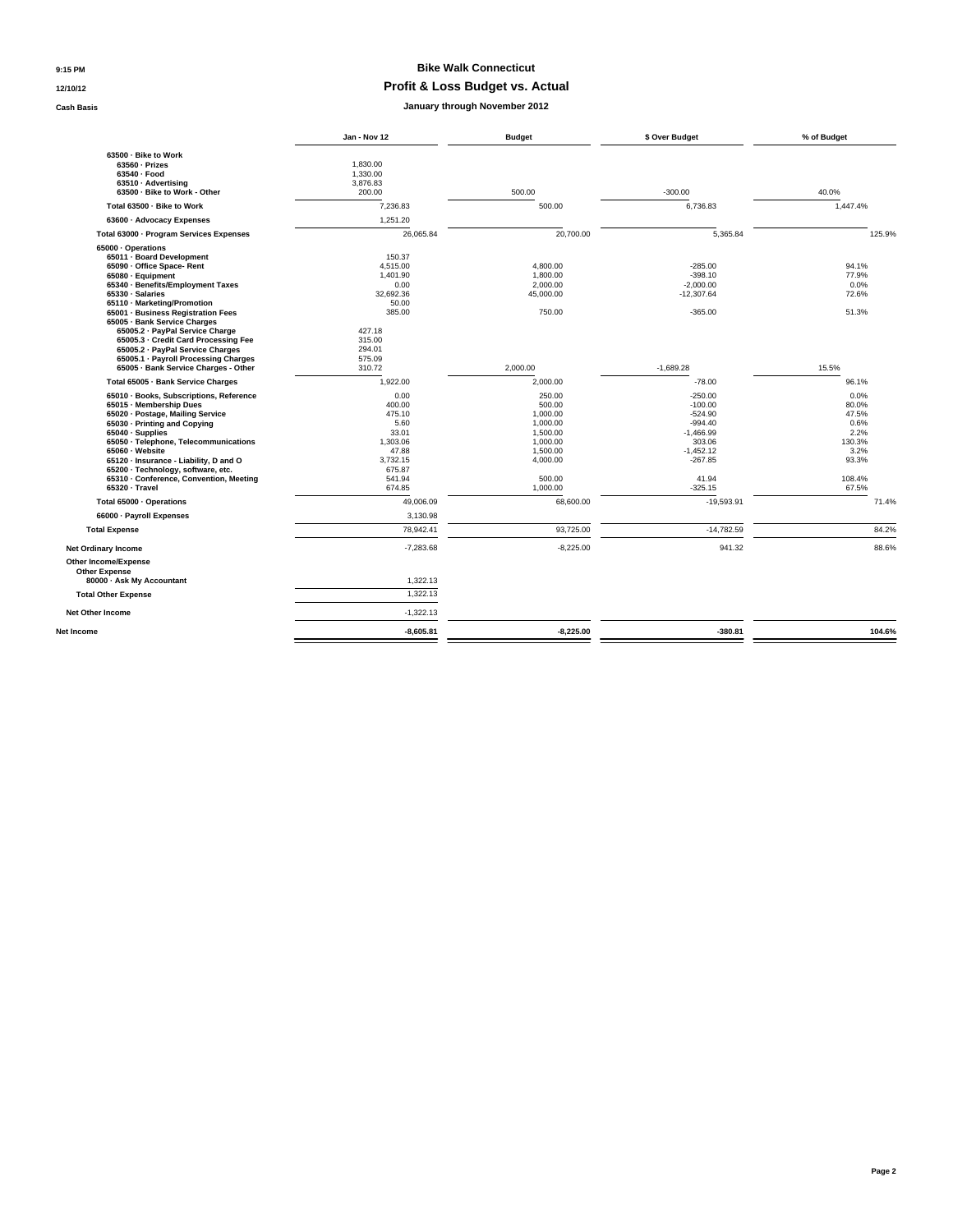**9:15 PM**
**12/10/12**
**Cash Basis**

# Bike Walk Connecticut

## Profit & Loss Budget vs. Actual

### January through November 2012

| | Jan - Nov 12 | Budget | $ Over Budget | % of Budget |
|---|---|---|---|---|
| 63500 · Bike to Work | | | | |
| 63560 · Prizes | 1,830.00 | | | |
| 63540 · Food | 1,330.00 | | | |
| 63510 · Advertising | 3,876.83 | | | |
| 63500 · Bike to Work - Other | 200.00 | 500.00 | -300.00 | 40.0% |
| Total 63500 · Bike to Work | 7,236.83 | 500.00 | 6,736.83 | 1,447.4% |
| 63600 · Advocacy Expenses | 1,251.20 | | | |
| Total 63000 · Program Services Expenses | 26,065.84 | 20,700.00 | 5,365.84 | 125.9% |
| 65000 · Operations | | | | |
| 65011 · Board Development | 150.37 | | | |
| 65090 · Office Space- Rent | 4,515.00 | 4,800.00 | -285.00 | 94.1% |
| 65080 · Equipment | 1,401.90 | 1,800.00 | -398.10 | 77.9% |
| 65340 · Benefits/Employment Taxes | 0.00 | 2,000.00 | -2,000.00 | 0.0% |
| 65330 · Salaries | 32,692.36 | 45,000.00 | -12,307.64 | 72.6% |
| 65110 · Marketing/Promotion | 50.00 | | | |
| 65001 · Business Registration Fees | 385.00 | 750.00 | -365.00 | 51.3% |
| 65005 · Bank Service Charges | | | | |
| 65005.2 · PayPal Service Charge | 427.18 | | | |
| 65005.3 · Credit Card Processing Fee | 315.00 | | | |
| 65005.2 · PayPal Service Charges | 294.01 | | | |
| 65005.1 · Payroll Processing Charges | 575.09 | | | |
| 65005 · Bank Service Charges - Other | 310.72 | 2,000.00 | -1,689.28 | 15.5% |
| Total 65005 · Bank Service Charges | 1,922.00 | 2,000.00 | -78.00 | 96.1% |
| 65010 · Books, Subscriptions, Reference | 0.00 | 250.00 | -250.00 | 0.0% |
| 65015 · Membership Dues | 400.00 | 500.00 | -100.00 | 80.0% |
| 65020 · Postage, Mailing Service | 475.10 | 1,000.00 | -524.90 | 47.5% |
| 65030 · Printing and Copying | 5.60 | 1,000.00 | -994.40 | 0.6% |
| 65040 · Supplies | 33.01 | 1,500.00 | -1,466.99 | 2.2% |
| 65050 · Telephone, Telecommunications | 1,303.06 | 1,000.00 | 303.06 | 130.3% |
| 65060 · Website | 47.88 | 1,500.00 | -1,452.12 | 3.2% |
| 65120 · Insurance - Liability, D and O | 3,732.15 | 4,000.00 | -267.85 | 93.3% |
| 65200 · Technology, software, etc. | 675.87 | | | |
| 65310 · Conference, Convention, Meeting | 541.94 | 500.00 | 41.94 | 108.4% |
| 65320 · Travel | 674.85 | 1,000.00 | -325.15 | 67.5% |
| Total 65000 · Operations | 49,006.09 | 68,600.00 | -19,593.91 | 71.4% |
| 66000 · Payroll Expenses | 3,130.98 | | | |
| Total Expense | 78,942.41 | 93,725.00 | -14,782.59 | 84.2% |
| Net Ordinary Income | -7,283.68 | -8,225.00 | 941.32 | 88.6% |
| Other Income/Expense | | | | |
| Other Expense | | | | |
| 80000 · Ask My Accountant | 1,322.13 | | | |
| Total Other Expense | 1,322.13 | | | |
| Net Other Income | -1,322.13 | | | |
| **Net Income** | **-8,605.81** | **-8,225.00** | **-380.81** | **104.6%** |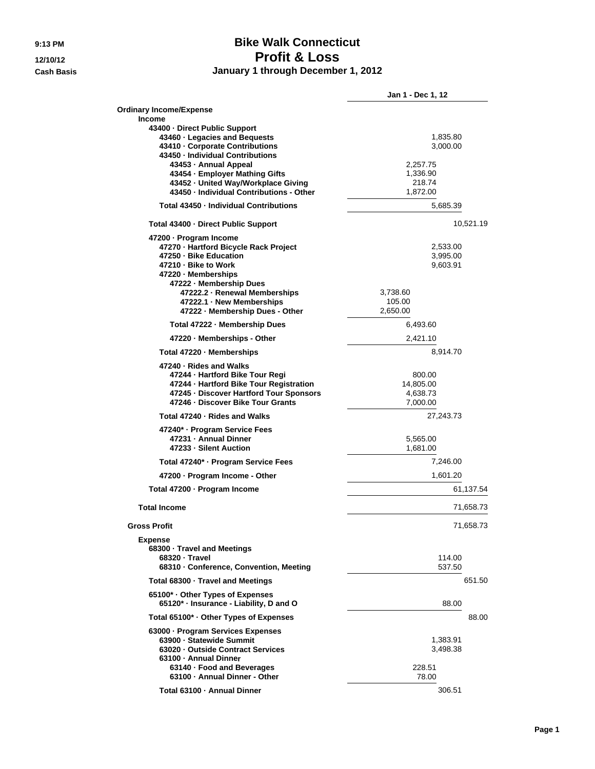# Bike Walk Connecticut
## Profit & Loss
### January 1 through December 1, 2012

9:13 PM
12/10/12
Cash Basis

| | | | Jan 1 - Dec 1, 12 |
|---|---|---|---|
| **Ordinary Income/Expense** | | | |
| **Income** | | | |
| **43400 · Direct Public Support** | | | |
| **43460 · Legacies and Bequests** | | 1,835.80 | |
| **43410 · Corporate Contributions** | | 3,000.00 | |
| **43450 · Individual Contributions** | | | |
| **43453 · Annual Appeal** | 2,257.75 | | |
| **43454 · Employer Mathing Gifts** | 1,336.90 | | |
| **43452 · United Way/Workplace Giving** | 218.74 | | |
| **43450 · Individual Contributions - Other** | 1,872.00 | | |
| **Total 43450 · Individual Contributions** | | 5,685.39 | |
| **Total 43400 · Direct Public Support** | | | 10,521.19 |
| **47200 · Program Income** | | | |
| **47270 · Hartford Bicycle Rack Project** | | 2,533.00 | |
| **47250 · Bike Education** | | 3,995.00 | |
| **47210 · Bike to Work** | | 9,603.91 | |
| **47220 · Memberships** | | | |
| **47222 · Membership Dues** | | | |
| **47222.2 · Renewal Memberships** | 3,738.60 | | |
| **47222.1 · New Memberships** | 105.00 | | |
| **47222 · Membership Dues - Other** | 2,650.00 | | |
| **Total 47222 · Membership Dues** | 6,493.60 | | |
| **47220 · Memberships - Other** | 2,421.10 | | |
| **Total 47220 · Memberships** | | 8,914.70 | |
| **47240 · Rides and Walks** | | | |
| **47244 · Hartford Bike Tour Regi** | 800.00 | | |
| **47244 · Hartford Bike Tour Registration** | 14,805.00 | | |
| **47245 · Discover Hartford Tour Sponsors** | 4,638.73 | | |
| **47246 · Discover Bike Tour Grants** | 7,000.00 | | |
| **Total 47240 · Rides and Walks** | | 27,243.73 | |
| **47240* · Program Service Fees** | | | |
| **47231 · Annual Dinner** | 5,565.00 | | |
| **47233 · Silent Auction** | 1,681.00 | | |
| **Total 47240* · Program Service Fees** | | 7,246.00 | |
| **47200 · Program Income - Other** | | 1,601.20 | |
| **Total 47200 · Program Income** | | | 61,137.54 |
| **Total Income** | | | 71,658.73 |
| **Gross Profit** | | | 71,658.73 |
| **Expense** | | | |
| **68300 · Travel and Meetings** | | | |
| **68320 · Travel** | | 114.00 | |
| **68310 · Conference, Convention, Meeting** | | 537.50 | |
| **Total 68300 · Travel and Meetings** | | | 651.50 |
| **65100* · Other Types of Expenses** | | | |
| **65120* · Insurance - Liability, D and O** | | 88.00 | |
| **Total 65100* · Other Types of Expenses** | | | 88.00 |
| **63000 · Program Services Expenses** | | | |
| **63900 · Statewide Summit** | | 1,383.91 | |
| **63020 · Outside Contract Services** | | 3,498.38 | |
| **63100 · Annual Dinner** | | | |
| **63140 · Food and Beverages** | 228.51 | | |
| **63100 · Annual Dinner - Other** | 78.00 | | |
| **Total 63100 · Annual Dinner** | | 306.51 | |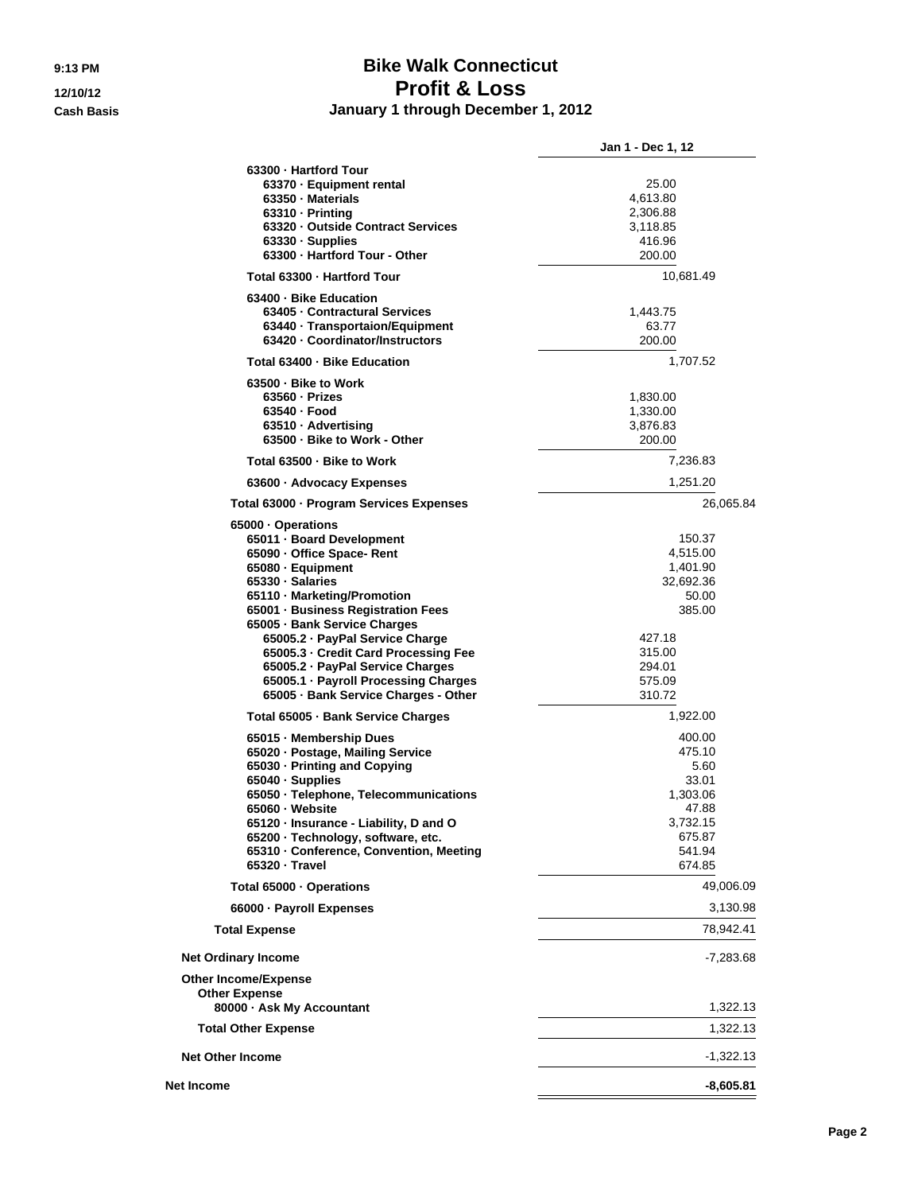# Bike Walk Connecticut
## Profit & Loss
### January 1 through December 1, 2012

9:13 PM
12/10/12
Cash Basis

| | Jan 1 - Dec 1, 12 | |
|---|---|---|
| **63300 · Hartford Tour** | | |
| **63370 · Equipment rental** | 25.00 | |
| **63350 · Materials** | 4,613.80 | |
| **63310 · Printing** | 2,306.88 | |
| **63320 · Outside Contract Services** | 3,118.85 | |
| **63330 · Supplies** | 416.96 | |
| **63300 · Hartford Tour - Other** | 200.00 | |
| **Total 63300 · Hartford Tour** | 10,681.49 | |
| **63400 · Bike Education** | | |
| **63405 · Contractural Services** | 1,443.75 | |
| **63440 · Transportaion/Equipment** | 63.77 | |
| **63420 · Coordinator/Instructors** | 200.00 | |
| **Total 63400 · Bike Education** | 1,707.52 | |
| **63500 · Bike to Work** | | |
| **63560 · Prizes** | 1,830.00 | |
| **63540 · Food** | 1,330.00 | |
| **63510 · Advertising** | 3,876.83 | |
| **63500 · Bike to Work - Other** | 200.00 | |
| **Total 63500 · Bike to Work** | 7,236.83 | |
| **63600 · Advocacy Expenses** | 1,251.20 | |
| **Total 63000 · Program Services Expenses** | | 26,065.84 |
| **65000 · Operations** | | |
| **65011 · Board Development** | 150.37 | |
| **65090 · Office Space- Rent** | 4,515.00 | |
| **65080 · Equipment** | 1,401.90 | |
| **65330 · Salaries** | 32,692.36 | |
| **65110 · Marketing/Promotion** | 50.00 | |
| **65001 · Business Registration Fees** | 385.00 | |
| **65005 · Bank Service Charges** | | |
| **65005.2 · PayPal Service Charge** | 427.18 | |
| **65005.3 · Credit Card Processing Fee** | 315.00 | |
| **65005.2 · PayPal Service Charges** | 294.01 | |
| **65005.1 · Payroll Processing Charges** | 575.09 | |
| **65005 · Bank Service Charges - Other** | 310.72 | |
| **Total 65005 · Bank Service Charges** | 1,922.00 | |
| **65015 · Membership Dues** | 400.00 | |
| **65020 · Postage, Mailing Service** | 475.10 | |
| **65030 · Printing and Copying** | 5.60 | |
| **65040 · Supplies** | 33.01 | |
| **65050 · Telephone, Telecommunications** | 1,303.06 | |
| **65060 · Website** | 47.88 | |
| **65120 · Insurance - Liability, D and O** | 3,732.15 | |
| **65200 · Technology, software, etc.** | 675.87 | |
| **65310 · Conference, Convention, Meeting** | 541.94 | |
| **65320 · Travel** | 674.85 | |
| **Total 65000 · Operations** | | 49,006.09 |
| **66000 · Payroll Expenses** | | 3,130.98 |
| **Total Expense** | | 78,942.41 |
| **Net Ordinary Income** | | -7,283.68 |
| **Other Income/Expense** | | |
| **Other Expense** | | |
| **80000 · Ask My Accountant** | | 1,322.13 |
| **Total Other Expense** | | 1,322.13 |
| **Net Other Income** | | -1,322.13 |
| **Net Income** | | **-8,605.81** |